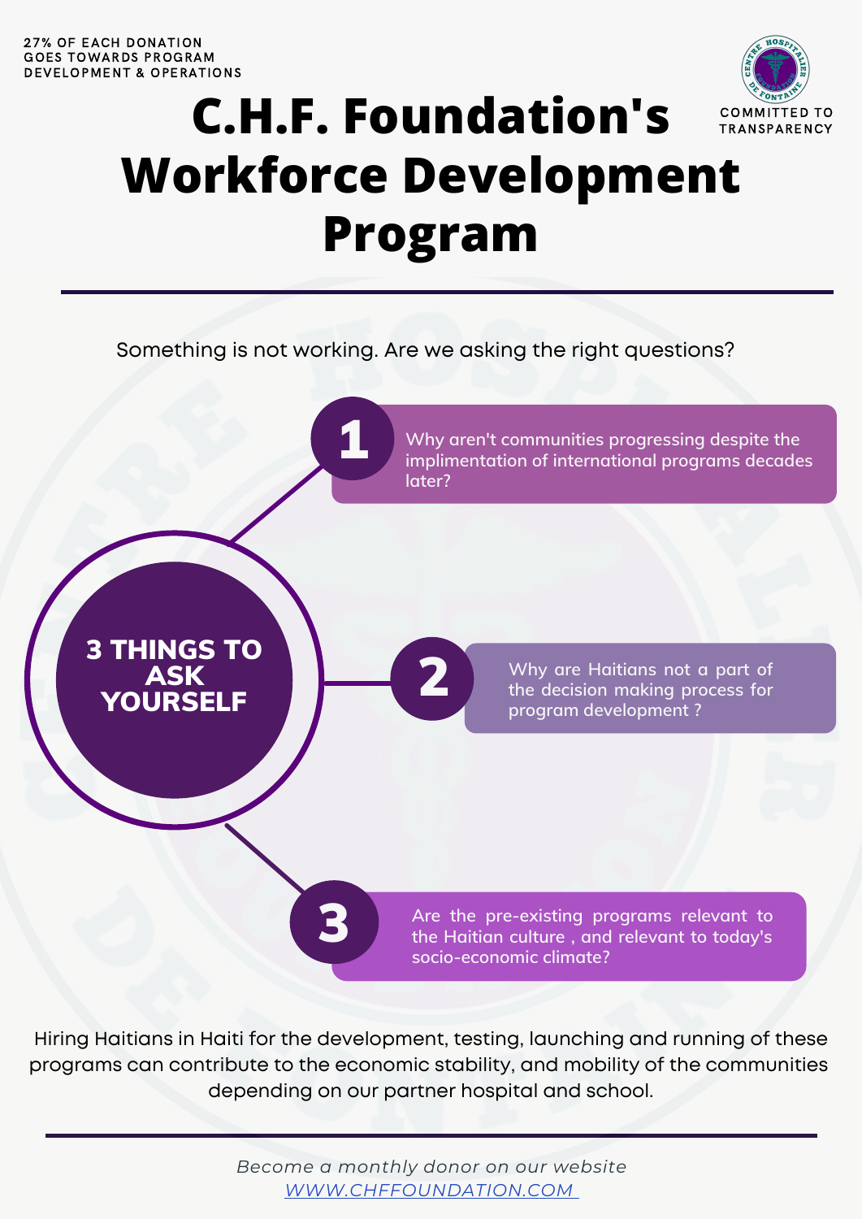27% OF EACH DONATION GOES TOWARDS PROGRAM DEVELOPMENT & OPERATIONS

COMMITTED TO TRANSPARENCY

# C.H.F. Foundation's Workforce Development Program

Something is not working. Are we asking the right questions?

## 3 THINGS TO ASK YOURSELF

1. Why aren't communities progressing despite the implimentation of international programs decades later?
2. Why are Haitians not a part of the decision making process for program development ?
3. Are the pre-existing programs relevant to the Haitian culture , and relevant to today's socio-economic climate?

Hiring Haitians in Haiti for the development, testing, launching and running of these programs can contribute to the economic stability, and mobility of the communities depending on our partner hospital and school.

*Become a monthly donor on our website*
*WWW.CHFFOUNDATION.COM*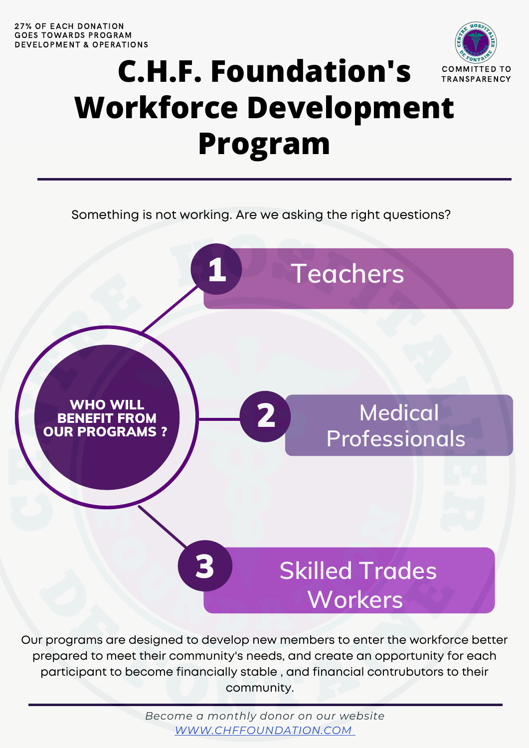27% OF EACH DONATION GOES TOWARDS PROGRAM DEVELOPMENT & OPERATIONS

COMMITTED TO TRANSPARENCY

# C.H.F. Foundation's Workforce Development Program

Something is not working. Are we asking the right questions?

**WHO WILL BENEFIT FROM OUR PROGRAMS ?**

1. Teachers
2. Medical Professionals
3. Skilled Trades Workers

Our programs are designed to develop new members to enter the workforce better prepared to meet their community's needs, and create an opportunity for each participant to become financially stable , and financial contrubutors to their community.

*Become a monthly donor on our website*
[WWW.CHFFOUNDATION.COM](http://WWW.CHFFOUNDATION.COM)